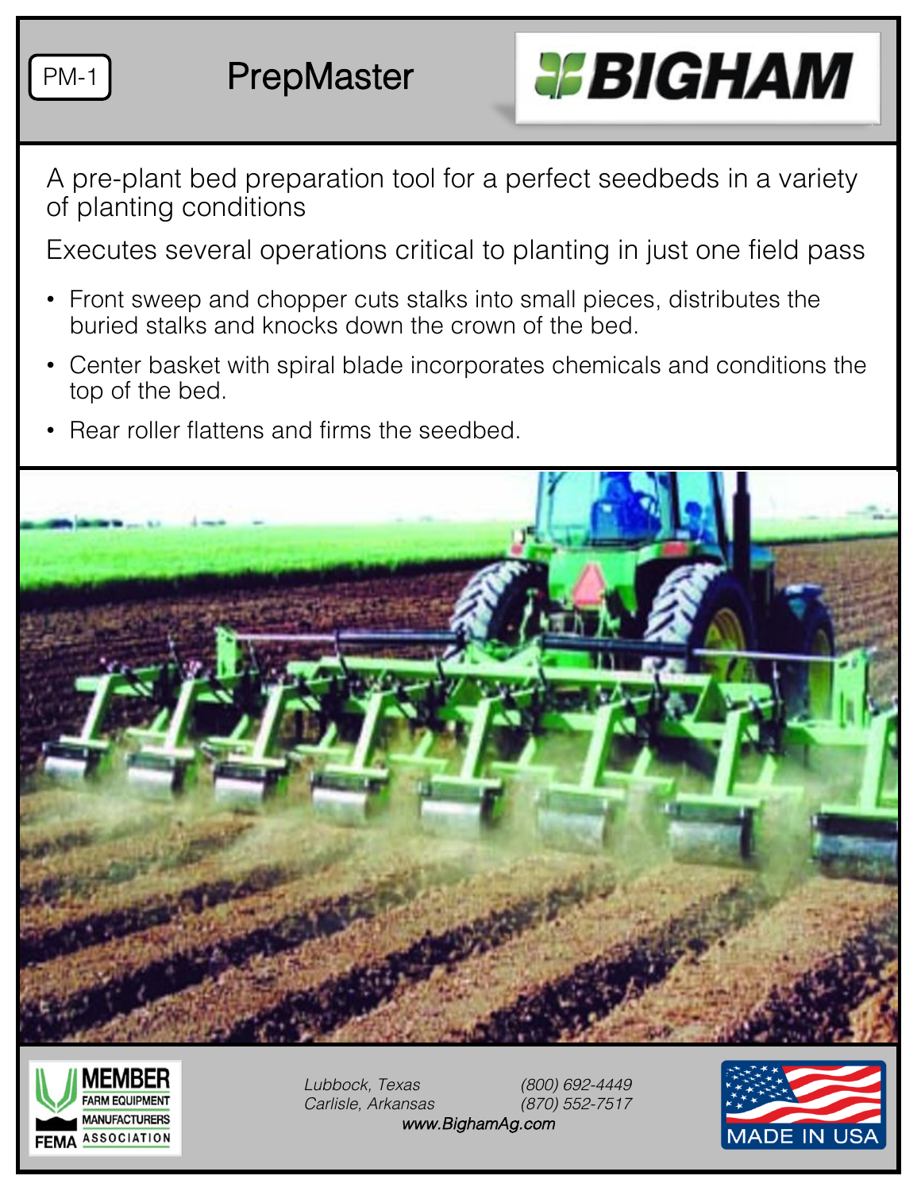PM-1

# PrepMaster

BIGHAM

A pre-plant bed preparation tool for a perfect seedbeds in a variety of planting conditions

Executes several operations critical to planting in just one field pass

- Front sweep and chopper cuts stalks into small pieces, distributes the buried stalks and knocks down the crown of the bed.
- Center basket with spiral blade incorporates chemicals and conditions the top of the bed.
- Rear roller flattens and firms the seedbed.

MEMBER FARM EQUIPMENT MANUFACTURERS ASSOCIATION FEMA

*Lubbock, Texas* *(800) 692-4449*
*Carlisle, Arkansas* *(870) 552-7517*
*www.BighamAg.com*

MADE IN USA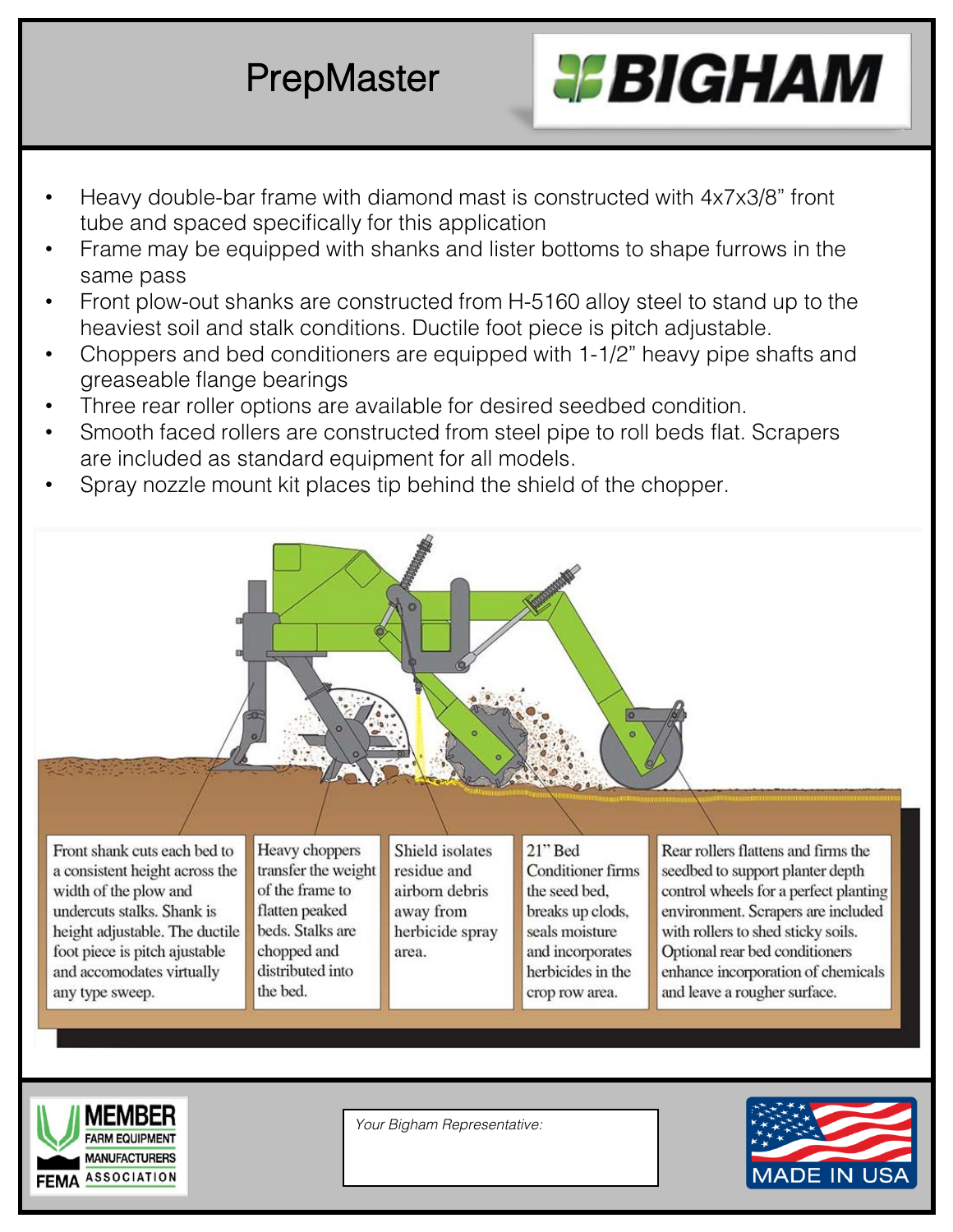# PrepMaster

BIGHAM

- Heavy double-bar frame with diamond mast is constructed with 4x7x3/8" front tube and spaced specifically for this application
- Frame may be equipped with shanks and lister bottoms to shape furrows in the same pass
- Front plow-out shanks are constructed from H-5160 alloy steel to stand up to the heaviest soil and stalk conditions. Ductile foot piece is pitch adjustable.
- Choppers and bed conditioners are equipped with 1-1/2" heavy pipe shafts and greaseable flange bearings
- Three rear roller options are available for desired seedbed condition.
- Smooth faced rollers are constructed from steel pipe to roll beds flat. Scrapers are included as standard equipment for all models.
- Spray nozzle mount kit places tip behind the shield of the chopper.

Front shank cuts each bed to a consistent height across the width of the plow and undercuts stalks. Shank is height adjustable. The ductile foot piece is pitch ajustable and accomodates virtually any type sweep.

Heavy choppers transfer the weight of the frame to flatten peaked beds. Stalks are chopped and distributed into the bed.

Shield isolates residue and airborn debris away from herbicide spray area.

21" Bed Conditioner firms the seed bed, breaks up clods, seals moisture and incorporates herbicides in the crop row area.

Rear rollers flattens and firms the seedbed to support planter depth control wheels for a perfect planting environment. Scrapers are included with rollers to shed sticky soils. Optional rear bed conditioners enhance incorporation of chemicals and leave a rougher surface.

MEMBER FARM EQUIPMENT MANUFACTURERS ASSOCIATION (FEMA)

*Your Bigham Representative:*

MADE IN USA